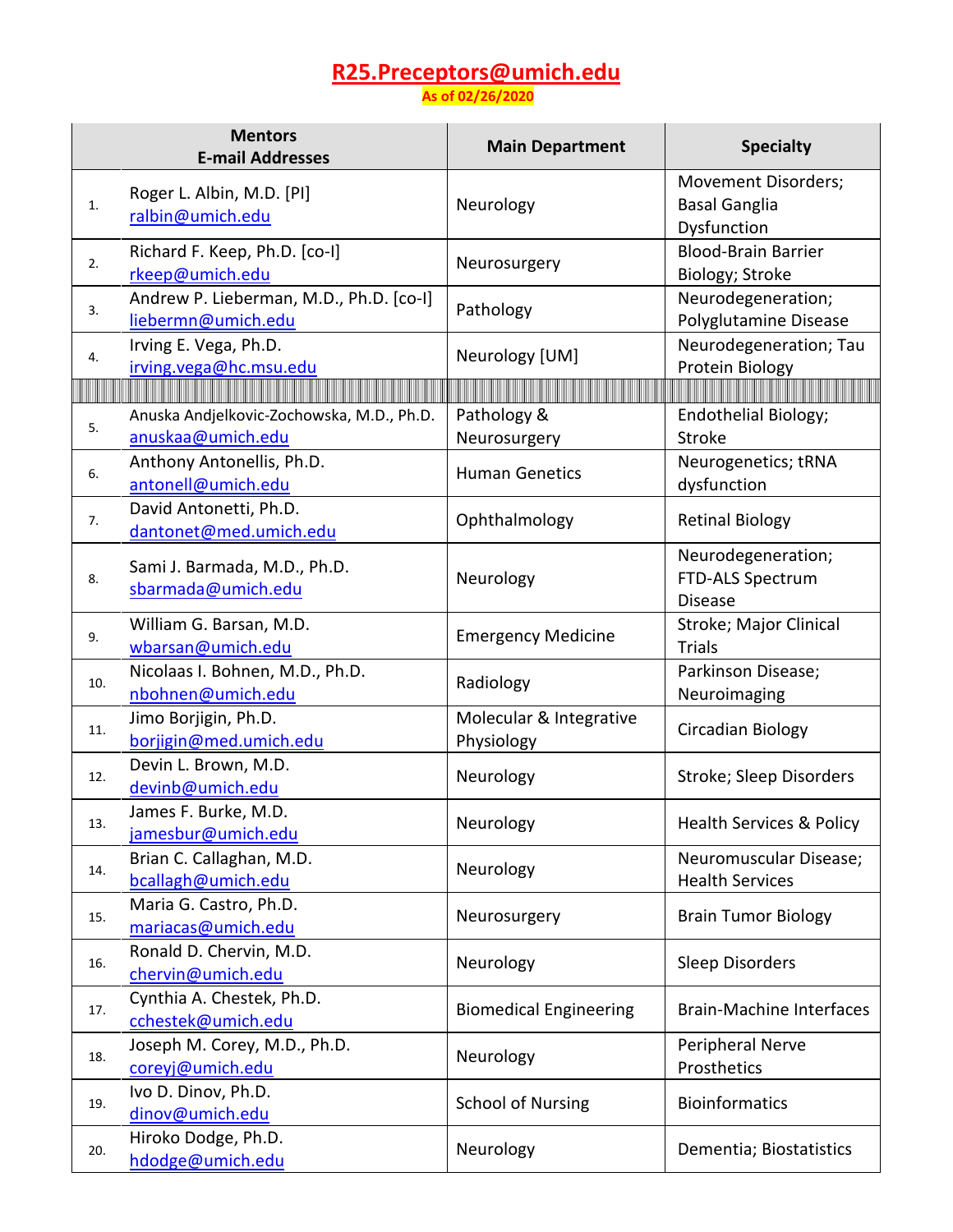# R25.Preceptors@umich.edu

As of 02/26/2020

| | Mentors<br>E-mail Addresses | Main Department | Specialty |
|---|---|---|---|
| 1. | Roger L. Albin, M.D. [PI]<br>ralbin@umich.edu | Neurology | Movement Disorders; Basal Ganglia Dysfunction |
| 2. | Richard F. Keep, Ph.D. [co-I]<br>rkeep@umich.edu | Neurosurgery | Blood-Brain Barrier Biology; Stroke |
| 3. | Andrew P. Lieberman, M.D., Ph.D. [co-I]<br>liebermn@umich.edu | Pathology | Neurodegeneration; Polyglutamine Disease |
| 4. | Irving E. Vega, Ph.D.<br>irving.vega@hc.msu.edu | Neurology [UM] | Neurodegeneration; Tau Protein Biology |
| 5. | Anuska Andjelkovic-Zochowska, M.D., Ph.D.<br>anuskaa@umich.edu | Pathology & Neurosurgery | Endothelial Biology; Stroke |
| 6. | Anthony Antonellis, Ph.D.<br>antonell@umich.edu | Human Genetics | Neurogenetics; tRNA dysfunction |
| 7. | David Antonetti, Ph.D.<br>dantonet@med.umich.edu | Ophthalmology | Retinal Biology |
| 8. | Sami J. Barmada, M.D., Ph.D.<br>sbarmada@umich.edu | Neurology | Neurodegeneration; FTD-ALS Spectrum Disease |
| 9. | William G. Barsan, M.D.<br>wbarsan@umich.edu | Emergency Medicine | Stroke; Major Clinical Trials |
| 10. | Nicolaas I. Bohnen, M.D., Ph.D.<br>nbohnen@umich.edu | Radiology | Parkinson Disease; Neuroimaging |
| 11. | Jimo Borjigin, Ph.D.<br>borjigin@med.umich.edu | Molecular & Integrative Physiology | Circadian Biology |
| 12. | Devin L. Brown, M.D.<br>devinb@umich.edu | Neurology | Stroke; Sleep Disorders |
| 13. | James F. Burke, M.D.<br>jamesbur@umich.edu | Neurology | Health Services & Policy |
| 14. | Brian C. Callaghan, M.D.<br>bcallagh@umich.edu | Neurology | Neuromuscular Disease; Health Services |
| 15. | Maria G. Castro, Ph.D.<br>mariacas@umich.edu | Neurosurgery | Brain Tumor Biology |
| 16. | Ronald D. Chervin, M.D.<br>chervin@umich.edu | Neurology | Sleep Disorders |
| 17. | Cynthia A. Chestek, Ph.D.<br>cchestek@umich.edu | Biomedical Engineering | Brain-Machine Interfaces |
| 18. | Joseph M. Corey, M.D., Ph.D.<br>coreyj@umich.edu | Neurology | Peripheral Nerve Prosthetics |
| 19. | Ivo D. Dinov, Ph.D.<br>dinov@umich.edu | School of Nursing | Bioinformatics |
| 20. | Hiroko Dodge, Ph.D.<br>hdodge@umich.edu | Neurology | Dementia; Biostatistics |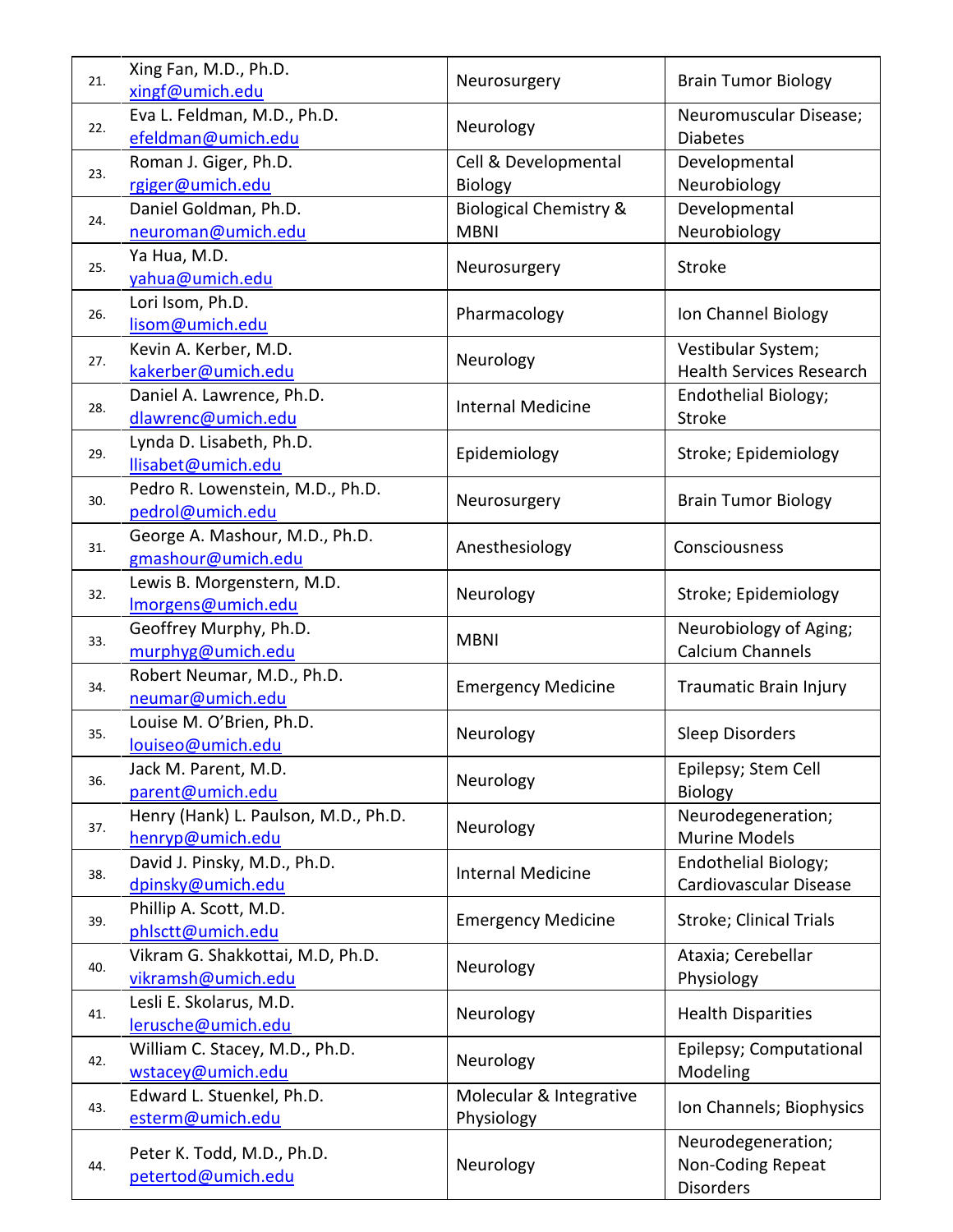| | | | |
|---|---|---|---|
| 21. | Xing Fan, M.D., Ph.D.<br>xingf@umich.edu | Neurosurgery | Brain Tumor Biology |
| 22. | Eva L. Feldman, M.D., Ph.D.<br>efeldman@umich.edu | Neurology | Neuromuscular Disease; Diabetes |
| 23. | Roman J. Giger, Ph.D.<br>rgiger@umich.edu | Cell & Developmental Biology | Developmental Neurobiology |
| 24. | Daniel Goldman, Ph.D.<br>neuroman@umich.edu | Biological Chemistry & MBNI | Developmental Neurobiology |
| 25. | Ya Hua, M.D.<br>yahua@umich.edu | Neurosurgery | Stroke |
| 26. | Lori Isom, Ph.D.<br>lisom@umich.edu | Pharmacology | Ion Channel Biology |
| 27. | Kevin A. Kerber, M.D.<br>kakerber@umich.edu | Neurology | Vestibular System; Health Services Research |
| 28. | Daniel A. Lawrence, Ph.D.<br>dlawrenc@umich.edu | Internal Medicine | Endothelial Biology; Stroke |
| 29. | Lynda D. Lisabeth, Ph.D.<br>llisabet@umich.edu | Epidemiology | Stroke; Epidemiology |
| 30. | Pedro R. Lowenstein, M.D., Ph.D.<br>pedrol@umich.edu | Neurosurgery | Brain Tumor Biology |
| 31. | George A. Mashour, M.D., Ph.D.<br>gmashour@umich.edu | Anesthesiology | Consciousness |
| 32. | Lewis B. Morgenstern, M.D.<br>lmorgens@umich.edu | Neurology | Stroke; Epidemiology |
| 33. | Geoffrey Murphy, Ph.D.<br>murphyg@umich.edu | MBNI | Neurobiology of Aging; Calcium Channels |
| 34. | Robert Neumar, M.D., Ph.D.<br>neumar@umich.edu | Emergency Medicine | Traumatic Brain Injury |
| 35. | Louise M. O'Brien, Ph.D.<br>louiseo@umich.edu | Neurology | Sleep Disorders |
| 36. | Jack M. Parent, M.D.<br>parent@umich.edu | Neurology | Epilepsy; Stem Cell Biology |
| 37. | Henry (Hank) L. Paulson, M.D., Ph.D.<br>henryp@umich.edu | Neurology | Neurodegeneration; Murine Models |
| 38. | David J. Pinsky, M.D., Ph.D.<br>dpinsky@umich.edu | Internal Medicine | Endothelial Biology; Cardiovascular Disease |
| 39. | Phillip A. Scott, M.D.<br>phlsctt@umich.edu | Emergency Medicine | Stroke; Clinical Trials |
| 40. | Vikram G. Shakkottai, M.D, Ph.D.<br>vikramsh@umich.edu | Neurology | Ataxia; Cerebellar Physiology |
| 41. | Lesli E. Skolarus, M.D.<br>lerusche@umich.edu | Neurology | Health Disparities |
| 42. | William C. Stacey, M.D., Ph.D.<br>wstacey@umich.edu | Neurology | Epilepsy; Computational Modeling |
| 43. | Edward L. Stuenkel, Ph.D.<br>esterm@umich.edu | Molecular & Integrative Physiology | Ion Channels; Biophysics |
| 44. | Peter K. Todd, M.D., Ph.D.<br>petertod@umich.edu | Neurology | Neurodegeneration; Non-Coding Repeat Disorders |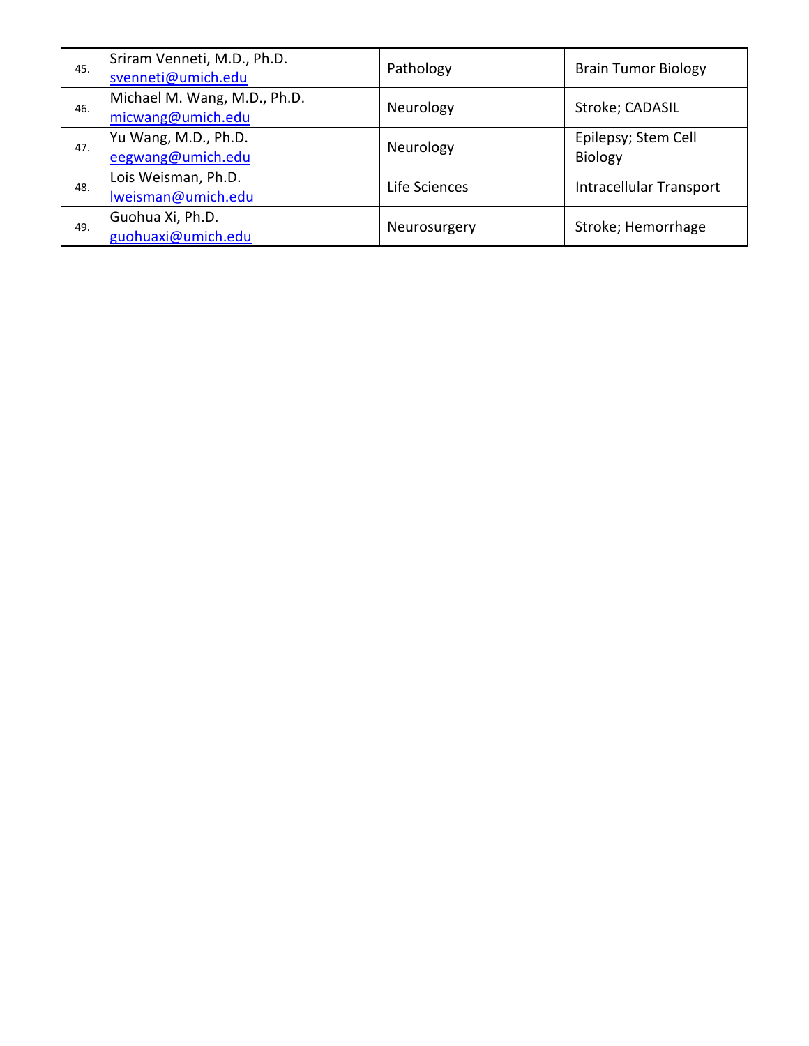| | | | |
|---|---|---|---|
| 45. | Sriram Venneti, M.D., Ph.D.<br>svenneti@umich.edu | Pathology | Brain Tumor Biology |
| 46. | Michael M. Wang, M.D., Ph.D.<br>micwang@umich.edu | Neurology | Stroke; CADASIL |
| 47. | Yu Wang, M.D., Ph.D.<br>eegwang@umich.edu | Neurology | Epilepsy; Stem Cell Biology |
| 48. | Lois Weisman, Ph.D.<br>lweisman@umich.edu | Life Sciences | Intracellular Transport |
| 49. | Guohua Xi, Ph.D.<br>guohuaxi@umich.edu | Neurosurgery | Stroke; Hemorrhage |